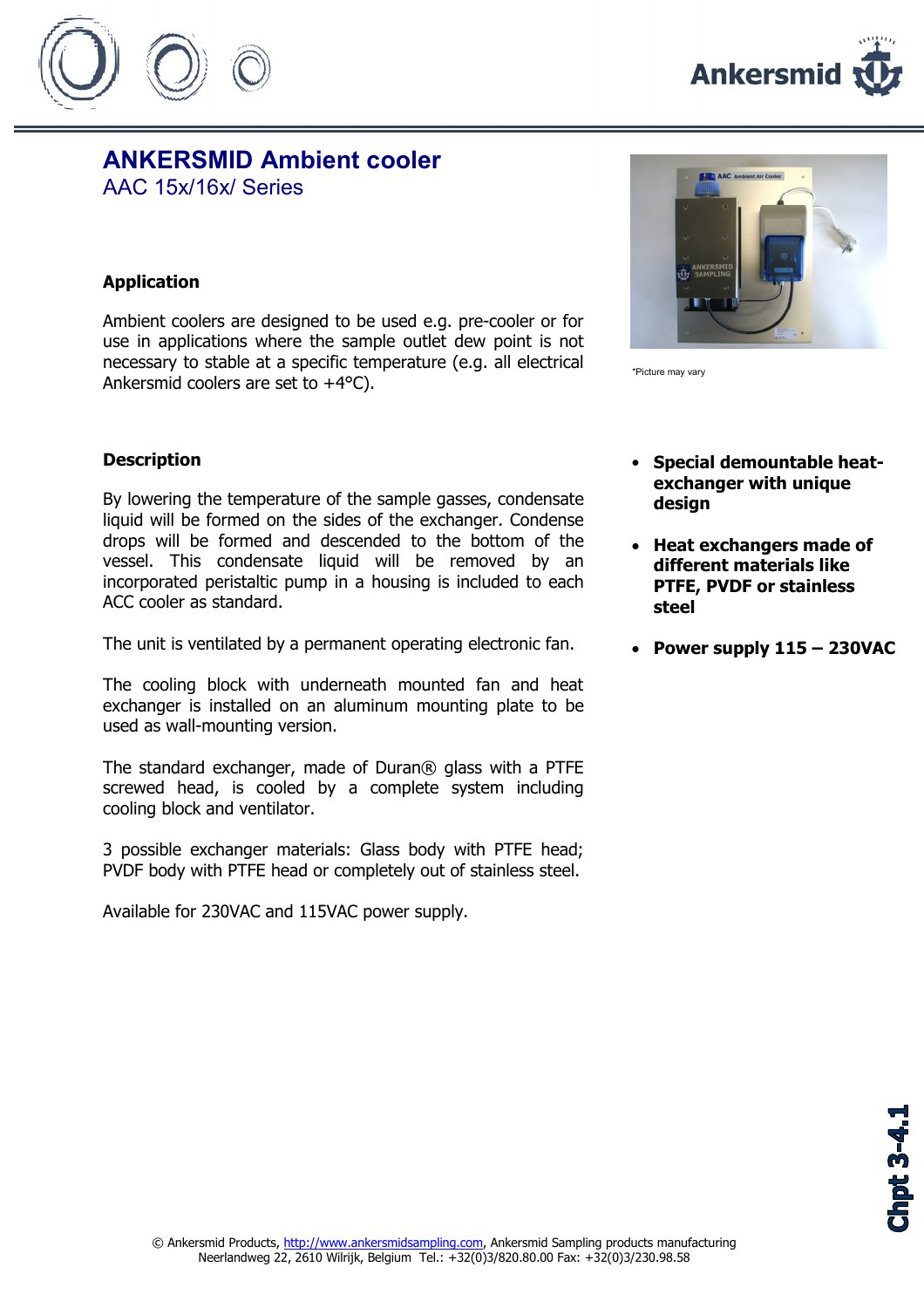# ANKERSMID Ambient cooler

AAC 15x/16x/ Series

*Picture may vary

### Application

Ambient coolers are designed to be used e.g. pre-cooler or for use in applications where the sample outlet dew point is not necessary to stable at a specific temperature (e.g. all electrical Ankersmid coolers are set to +4°C).

### Description

By lowering the temperature of the sample gasses, condensate liquid will be formed on the sides of the exchanger. Condense drops will be formed and descended to the bottom of the vessel. This condensate liquid will be removed by an incorporated peristaltic pump in a housing is included to each ACC cooler as standard.

The unit is ventilated by a permanent operating electronic fan.

The cooling block with underneath mounted fan and heat exchanger is installed on an aluminum mounting plate to be used as wall-mounting version.

The standard exchanger, made of Duran® glass with a PTFE screwed head, is cooled by a complete system including cooling block and ventilator.

3 possible exchanger materials: Glass body with PTFE head; PVDF body with PTFE head or completely out of stainless steel.

Available for 230VAC and 115VAC power supply.

- **Special demountable heat-exchanger with unique design**
- **Heat exchangers made of different materials like PTFE, PVDF or stainless steel**
- **Power supply 115 – 230VAC**

Chpt 3-4.1

© Ankersmid Products, http://www.ankersmidsampling.com, Ankersmid Sampling products manufacturing
Neerlandweg 22, 2610 Wilrijk, Belgium Tel.: +32(0)3/820.80.00 Fax: +32(0)3/230.98.58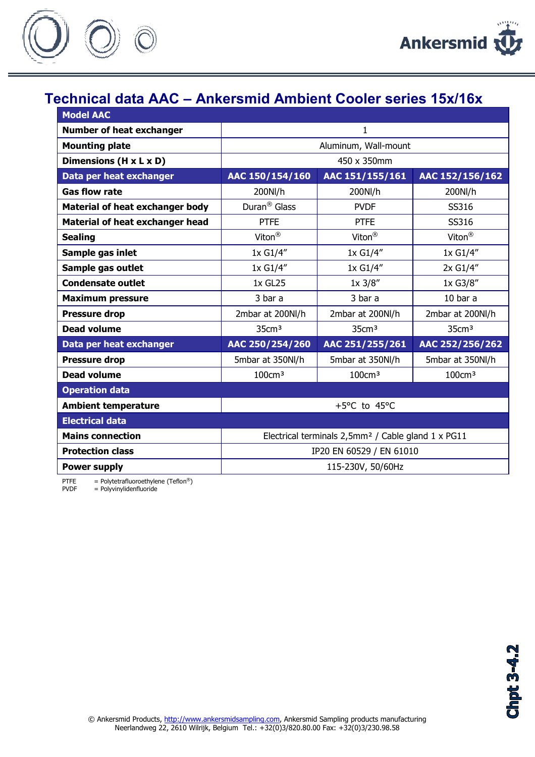# Technical data AAC – Ankersmid Ambient Cooler series 15x/16x

| Model AAC | | | |
|---|---|---|---|
| **Number of heat exchanger** | 1 | | |
| **Mounting plate** | Aluminum, Wall-mount | | |
| **Dimensions (H x L x D)** | 450 x 350mm | | |
| **Data per heat exchanger** | **AAC 150/154/160** | **AAC 151/155/161** | **AAC 152/156/162** |
| **Gas flow rate** | 200Nl/h | 200Nl/h | 200Nl/h |
| **Material of heat exchanger body** | Duran® Glass | PVDF | SS316 |
| **Material of heat exchanger head** | PTFE | PTFE | SS316 |
| **Sealing** | Viton® | Viton® | Viton® |
| **Sample gas inlet** | 1x G1/4" | 1x G1/4" | 1x G1/4" |
| **Sample gas outlet** | 1x G1/4" | 1x G1/4" | 2x G1/4" |
| **Condensate outlet** | 1x GL25 | 1x 3/8" | 1x G3/8" |
| **Maximum pressure** | 3 bar a | 3 bar a | 10 bar a |
| **Pressure drop** | 2mbar at 200Nl/h | 2mbar at 200Nl/h | 2mbar at 200Nl/h |
| **Dead volume** | 35cm³ | 35cm³ | 35cm³ |
| **Data per heat exchanger** | **AAC 250/254/260** | **AAC 251/255/261** | **AAC 252/256/262** |
| **Pressure drop** | 5mbar at 350Nl/h | 5mbar at 350Nl/h | 5mbar at 350Nl/h |
| **Dead volume** | 100cm³ | 100cm³ | 100cm³ |
| **Operation data** | | | |
| **Ambient temperature** | +5°C to 45°C | | |
| **Electrical data** | | | |
| **Mains connection** | Electrical terminals 2,5mm² / Cable gland 1 x PG11 | | |
| **Protection class** | IP20 EN 60529 / EN 61010 | | |
| **Power supply** | 115-230V, 50/60Hz | | |

PTFE = Polytetrafluoroethylene (Teflon®)
PVDF = Polyvinylidenfluoride

© Ankersmid Products, http://www.ankersmidsampling.com, Ankersmid Sampling products manufacturing
Neerlandweg 22, 2610 Wilrijk, Belgium Tel.: +32(0)3/820.80.00 Fax: +32(0)3/230.98.58